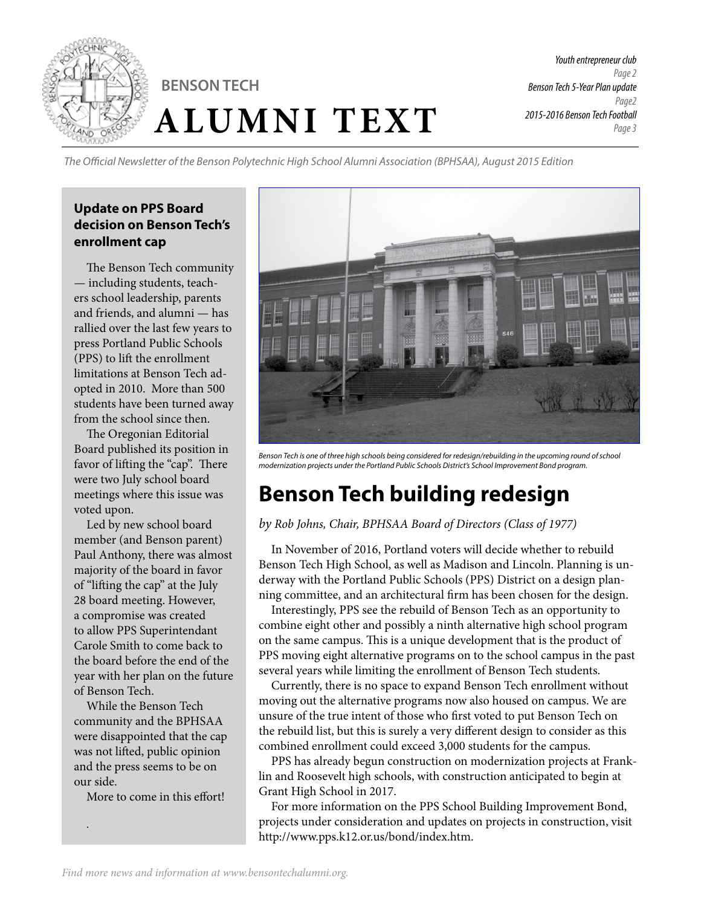BENSON TECH

# ALUMNI TEXT

*Youth entrepreneur club*
*Page 2*
*Benson Tech 5-Year Plan update*
*Page2*
*2015-2016 Benson Tech Football*
*Page 3*

*The Official Newsletter of the Benson Polytechnic High School Alumni Association (BPHSAA), August 2015 Edition*

### Update on PPS Board decision on Benson Tech's enrollment cap

The Benson Tech community — including students, teachers school leadership, parents and friends, and alumni — has rallied over the last few years to press Portland Public Schools (PPS) to lift the enrollment limitations at Benson Tech adopted in 2010. More than 500 students have been turned away from the school since then.

The Oregonian Editorial Board published its position in favor of lifting the "cap". There were two July school board meetings where this issue was voted upon.

Led by new school board member (and Benson parent) Paul Anthony, there was almost majority of the board in favor of "lifting the cap" at the July 28 board meeting. However, a compromise was created to allow PPS Superintendant Carole Smith to come back to the board before the end of the year with her plan on the future of Benson Tech.

While the Benson Tech community and the BPHSAA were disappointed that the cap was not lifted, public opinion and the press seems to be on our side.

More to come in this effort!

*Benson Tech is one of three high schools being considered for redesign/rebuilding in the upcoming round of school modernization projects under the Portland Public Schools District's School Improvement Bond program.*

## Benson Tech building redesign

*by Rob Johns, Chair, BPHSAA Board of Directors (Class of 1977)*

In November of 2016, Portland voters will decide whether to rebuild Benson Tech High School, as well as Madison and Lincoln. Planning is underway with the Portland Public Schools (PPS) District on a design planning committee, and an architectural firm has been chosen for the design.

Interestingly, PPS see the rebuild of Benson Tech as an opportunity to combine eight other and possibly a ninth alternative high school program on the same campus. This is a unique development that is the product of PPS moving eight alternative programs on to the school campus in the past several years while limiting the enrollment of Benson Tech students.

Currently, there is no space to expand Benson Tech enrollment without moving out the alternative programs now also housed on campus. We are unsure of the true intent of those who first voted to put Benson Tech on the rebuild list, but this is surely a very different design to consider as this combined enrollment could exceed 3,000 students for the campus.

PPS has already begun construction on modernization projects at Franklin and Roosevelt high schools, with construction anticipated to begin at Grant High School in 2017.

For more information on the PPS School Building Improvement Bond, projects under consideration and updates on projects in construction, visit http://www.pps.k12.or.us/bond/index.htm.

*Find more news and information at www.bensontechalumni.org.*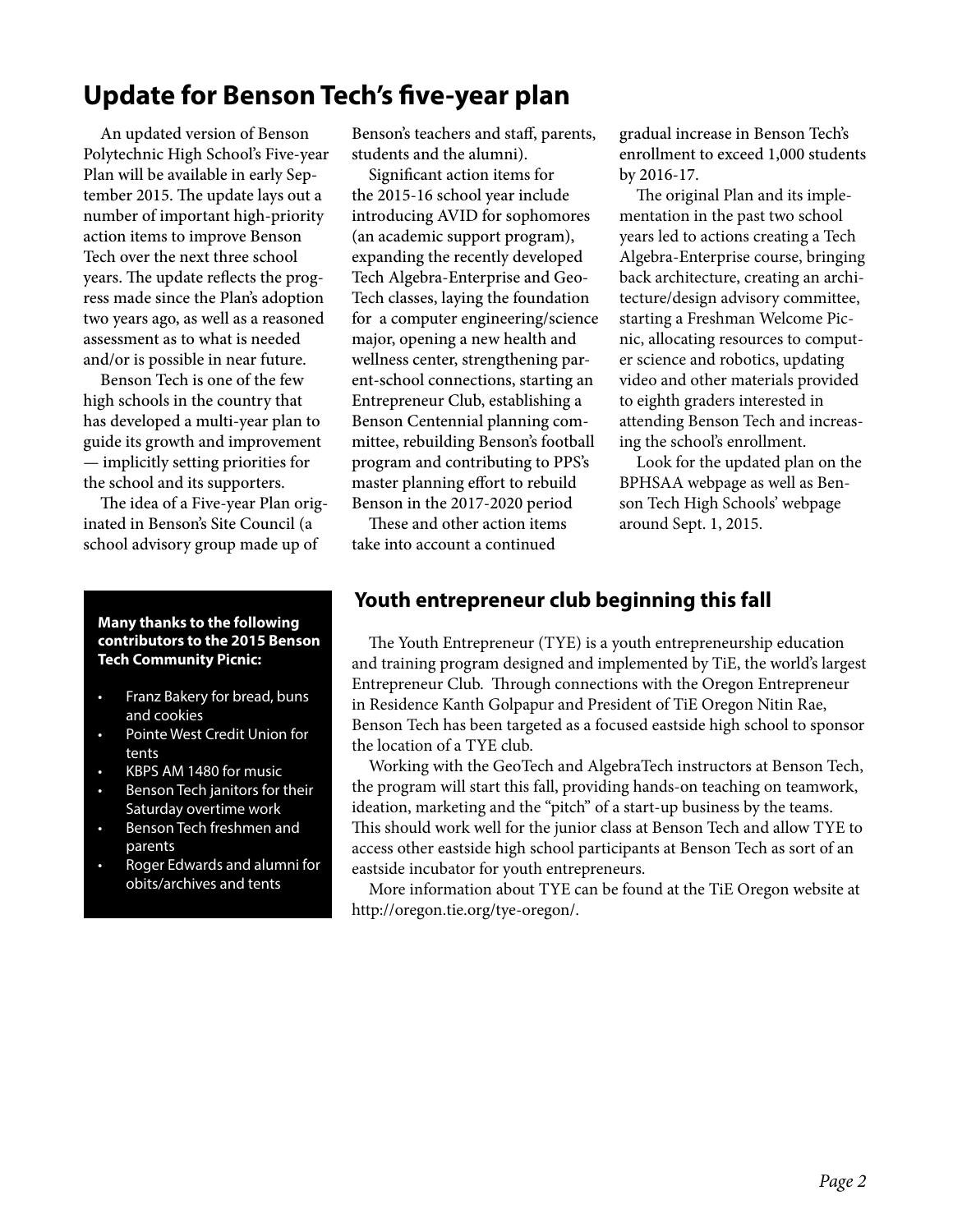## Update for Benson Tech's five-year plan

An updated version of Benson Polytechnic High School's Five-year Plan will be available in early September 2015. The update lays out a number of important high-priority action items to improve Benson Tech over the next three school years. The update reflects the progress made since the Plan's adoption two years ago, as well as a reasoned assessment as to what is needed and/or is possible in near future.

Benson Tech is one of the few high schools in the country that has developed a multi-year plan to guide its growth and improvement — implicitly setting priorities for the school and its supporters.

The idea of a Five-year Plan originated in Benson's Site Council (a school advisory group made up of Benson's teachers and staff, parents, students and the alumni).

Significant action items for the 2015-16 school year include introducing AVID for sophomores (an academic support program), expanding the recently developed Tech Algebra-Enterprise and Geo-Tech classes, laying the foundation for a computer engineering/science major, opening a new health and wellness center, strengthening parent-school connections, starting an Entrepreneur Club, establishing a Benson Centennial planning committee, rebuilding Benson's football program and contributing to PPS's master planning effort to rebuild Benson in the 2017-2020 period

These and other action items take into account a continued gradual increase in Benson Tech's enrollment to exceed 1,000 students by 2016-17.

The original Plan and its implementation in the past two school years led to actions creating a Tech Algebra-Enterprise course, bringing back architecture, creating an architecture/design advisory committee, starting a Freshman Welcome Picnic, allocating resources to computer science and robotics, updating video and other materials provided to eighth graders interested in attending Benson Tech and increasing the school's enrollment.

Look for the updated plan on the BPHSAA webpage as well as Benson Tech High Schools' webpage around Sept. 1, 2015.

**Many thanks to the following contributors to the 2015 Benson Tech Community Picnic:**

- Franz Bakery for bread, buns and cookies
- Pointe West Credit Union for tents
- KBPS AM 1480 for music
- Benson Tech janitors for their Saturday overtime work
- Benson Tech freshmen and parents
- Roger Edwards and alumni for obits/archives and tents

## Youth entrepreneur club beginning this fall

The Youth Entrepreneur (TYE) is a youth entrepreneurship education and training program designed and implemented by TiE, the world's largest Entrepreneur Club. Through connections with the Oregon Entrepreneur in Residence Kanth Golpapur and President of TiE Oregon Nitin Rae, Benson Tech has been targeted as a focused eastside high school to sponsor the location of a TYE club.

Working with the GeoTech and AlgebraTech instructors at Benson Tech, the program will start this fall, providing hands-on teaching on teamwork, ideation, marketing and the "pitch" of a start-up business by the teams. This should work well for the junior class at Benson Tech and allow TYE to access other eastside high school participants at Benson Tech as sort of an eastside incubator for youth entrepreneurs.

More information about TYE can be found at the TiE Oregon website at http://oregon.tie.org/tye-oregon/.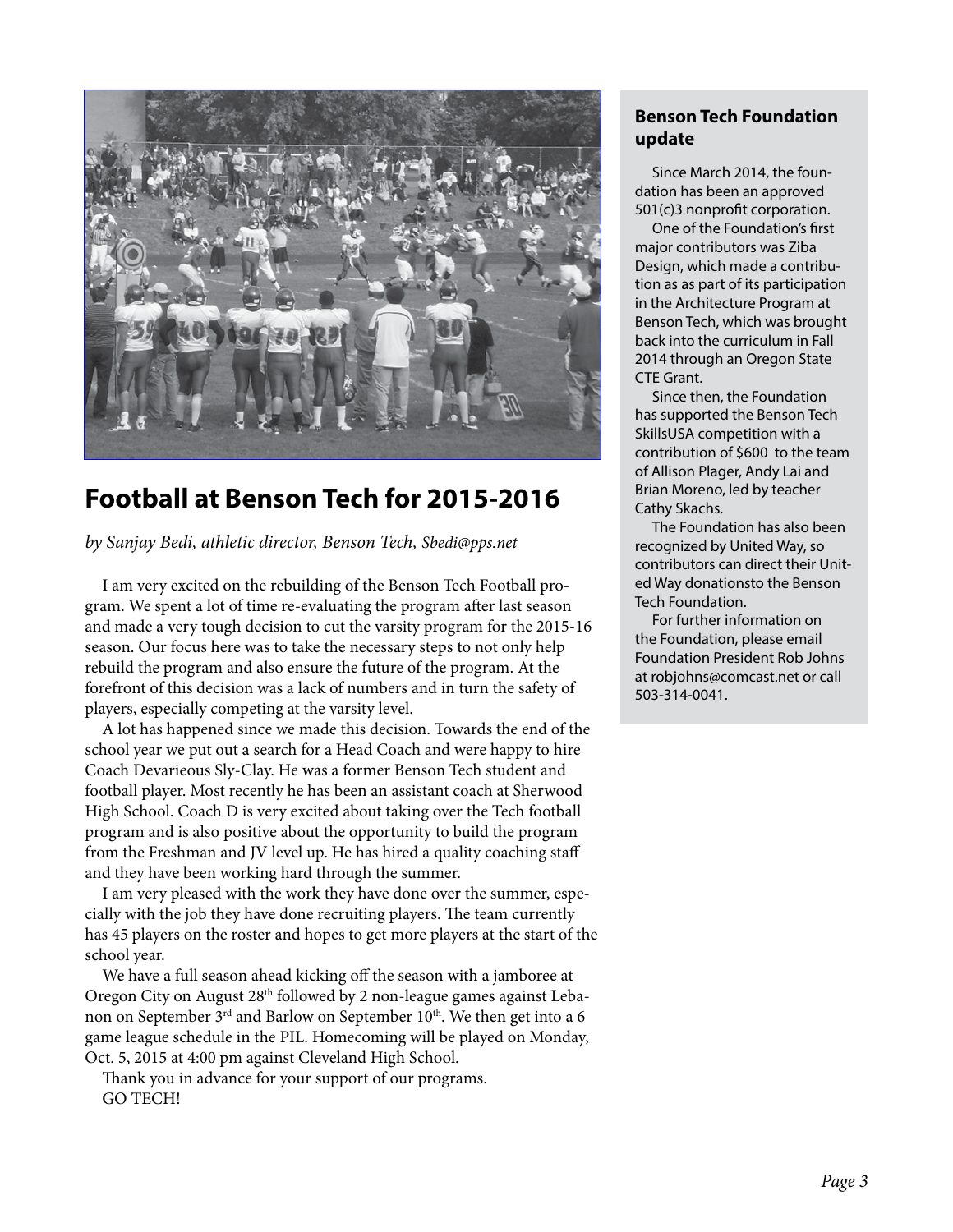## Football at Benson Tech for 2015-2016

*by Sanjay Bedi, athletic director, Benson Tech, Sbedi@pps.net*

I am very excited on the rebuilding of the Benson Tech Football program. We spent a lot of time re-evaluating the program after last season and made a very tough decision to cut the varsity program for the 2015-16 season. Our focus here was to take the necessary steps to not only help rebuild the program and also ensure the future of the program. At the forefront of this decision was a lack of numbers and in turn the safety of players, especially competing at the varsity level.

A lot has happened since we made this decision. Towards the end of the school year we put out a search for a Head Coach and were happy to hire Coach Devarieous Sly-Clay. He was a former Benson Tech student and football player. Most recently he has been an assistant coach at Sherwood High School. Coach D is very excited about taking over the Tech football program and is also positive about the opportunity to build the program from the Freshman and JV level up. He has hired a quality coaching staff and they have been working hard through the summer.

I am very pleased with the work they have done over the summer, especially with the job they have done recruiting players. The team currently has 45 players on the roster and hopes to get more players at the start of the school year.

We have a full season ahead kicking off the season with a jamboree at Oregon City on August 28th followed by 2 non-league games against Lebanon on September 3rd and Barlow on September 10th. We then get into a 6 game league schedule in the PIL. Homecoming will be played on Monday, Oct. 5, 2015 at 4:00 pm against Cleveland High School.

Thank you in advance for your support of our programs.

GO TECH!

### Benson Tech Foundation update

Since March 2014, the foundation has been an approved 501(c)3 nonprofit corporation.

One of the Foundation's first major contributors was Ziba Design, which made a contribution as as part of its participation in the Architecture Program at Benson Tech, which was brought back into the curriculum in Fall 2014 through an Oregon State CTE Grant.

Since then, the Foundation has supported the Benson Tech SkillsUSA competition with a contribution of $600 to the team of Allison Plager, Andy Lai and Brian Moreno, led by teacher Cathy Skachs.

The Foundation has also been recognized by United Way, so contributors can direct their United Way donationsto the Benson Tech Foundation.

For further information on the Foundation, please email Foundation President Rob Johns at robjohns@comcast.net or call 503-314-0041.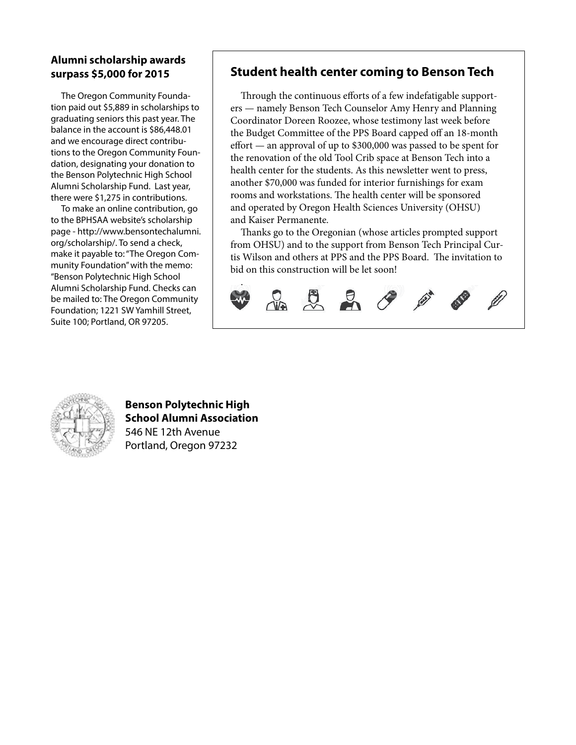## Alumni scholarship awards surpass $5,000 for 2015

The Oregon Community Foundation paid out $5,889 in scholarships to graduating seniors this past year. The balance in the account is $86,448.01 and we encourage direct contributions to the Oregon Community Foundation, designating your donation to the Benson Polytechnic High School Alumni Scholarship Fund. Last year, there were $1,275 in contributions.

To make an online contribution, go to the BPHSAA website's scholarship page - http://www.bensontechalumni.org/scholarship/. To send a check, make it payable to: "The Oregon Community Foundation" with the memo: "Benson Polytechnic High School Alumni Scholarship Fund. Checks can be mailed to: The Oregon Community Foundation; 1221 SW Yamhill Street, Suite 100; Portland, OR 97205.

## Student health center coming to Benson Tech

Through the continuous efforts of a few indefatigable supporters — namely Benson Tech Counselor Amy Henry and Planning Coordinator Doreen Roozee, whose testimony last week before the Budget Committee of the PPS Board capped off an 18-month effort — an approval of up to $300,000 was passed to be spent for the renovation of the old Tool Crib space at Benson Tech into a health center for the students. As this newsletter went to press, another $70,000 was funded for interior furnishings for exam rooms and workstations. The health center will be sponsored and operated by Oregon Health Sciences University (OHSU) and Kaiser Permanente.

Thanks go to the Oregonian (whose articles prompted support from OHSU) and to the support from Benson Tech Principal Curtis Wilson and others at PPS and the PPS Board. The invitation to bid on this construction will be let soon!

**Benson Polytechnic High School Alumni Association**
546 NE 12th Avenue
Portland, Oregon 97232